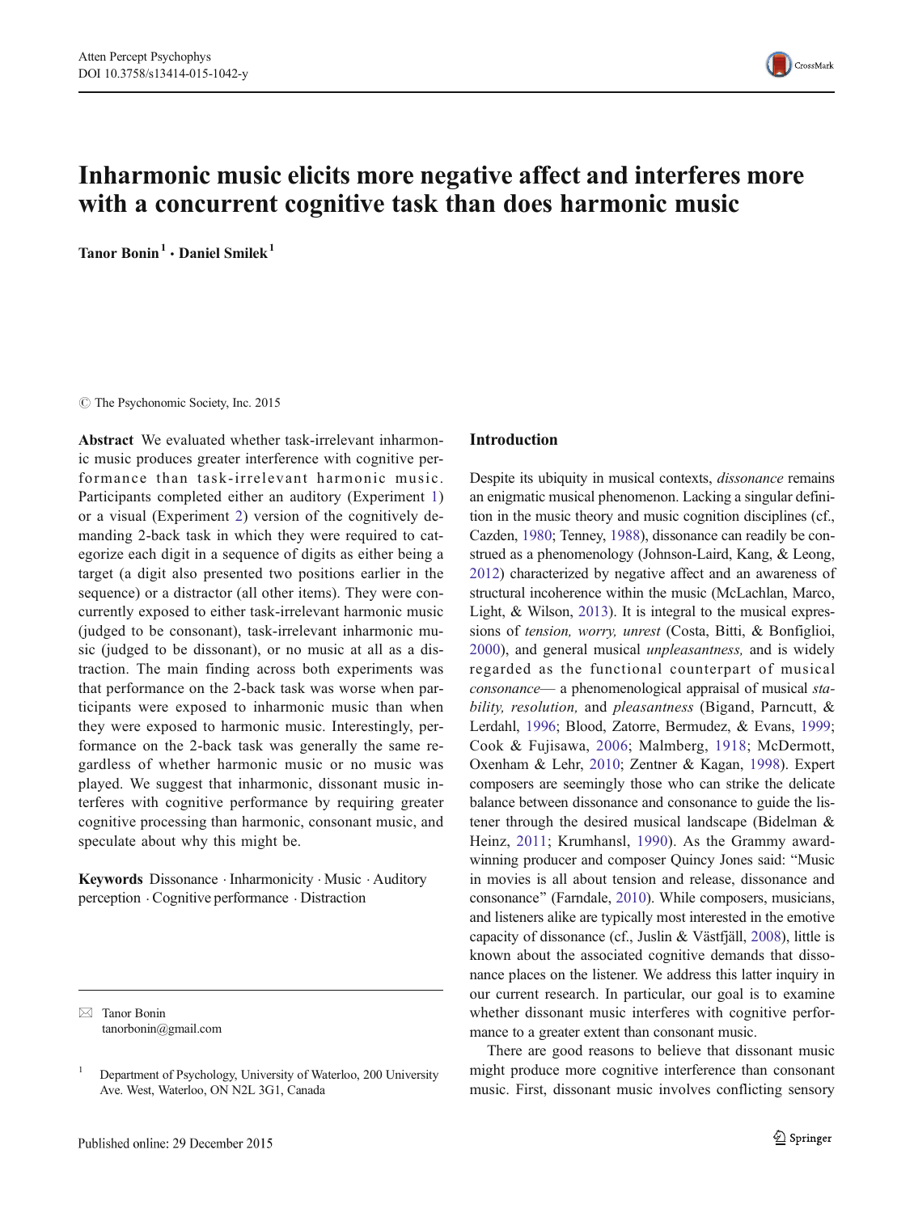# Inharmonic music elicits more negative affect and interferes more with a concurrent cognitive task than does harmonic music

**Tanor Bonin** [1] · **Daniel Smilek** [1]

© The Psychonomic Society, Inc. 2015

**Abstract** We evaluated whether task-irrelevant inharmonic music produces greater interference with cognitive performance than task-irrelevant harmonic music. Participants completed either an auditory (Experiment 1) or a visual (Experiment 2) version of the cognitively demanding 2-back task in which they were required to categorize each digit in a sequence of digits as either being a target (a digit also presented two positions earlier in the sequence) or a distractor (all other items). They were concurrently exposed to either task-irrelevant harmonic music (judged to be consonant), task-irrelevant inharmonic music (judged to be dissonant), or no music at all as a distraction. The main finding across both experiments was that performance on the 2-back task was worse when participants were exposed to inharmonic music than when they were exposed to harmonic music. Interestingly, performance on the 2-back task was generally the same regardless of whether harmonic music or no music was played. We suggest that inharmonic, dissonant music interferes with cognitive performance by requiring greater cognitive processing than harmonic, consonant music, and speculate about why this might be.

**Keywords** Dissonance · Inharmonicity · Music · Auditory perception · Cognitive performance · Distraction

✉ Tanor Bonin
tanorbonin@gmail.com

[1] Department of Psychology, University of Waterloo, 200 University Ave. West, Waterloo, ON N2L 3G1, Canada

## Introduction

Despite its ubiquity in musical contexts, *dissonance* remains an enigmatic musical phenomenon. Lacking a singular definition in the music theory and music cognition disciplines (cf., Cazden, 1980; Tenney, 1988), dissonance can readily be construed as a phenomenology (Johnson-Laird, Kang, & Leong, 2012) characterized by negative affect and an awareness of structural incoherence within the music (McLachlan, Marco, Light, & Wilson, 2013). It is integral to the musical expressions of *tension, worry, unrest* (Costa, Bitti, & Bonfiglioi, 2000), and general musical *unpleasantness,* and is widely regarded as the functional counterpart of musical *consonance*— a phenomenological appraisal of musical *stability, resolution,* and *pleasantness* (Bigand, Parncutt, & Lerdahl, 1996; Blood, Zatorre, Bermudez, & Evans, 1999; Cook & Fujisawa, 2006; Malmberg, 1918; McDermott, Oxenham & Lehr, 2010; Zentner & Kagan, 1998). Expert composers are seemingly those who can strike the delicate balance between dissonance and consonance to guide the listener through the desired musical landscape (Bidelman & Heinz, 2011; Krumhansl, 1990). As the Grammy award-winning producer and composer Quincy Jones said: "Music in movies is all about tension and release, dissonance and consonance" (Farndale, 2010). While composers, musicians, and listeners alike are typically most interested in the emotive capacity of dissonance (cf., Juslin & Västfjäll, 2008), little is known about the associated cognitive demands that dissonance places on the listener. We address this latter inquiry in our current research. In particular, our goal is to examine whether dissonant music interferes with cognitive performance to a greater extent than consonant music.

There are good reasons to believe that dissonant music might produce more cognitive interference than consonant music. First, dissonant music involves conflicting sensory

Published online: 29 December 2015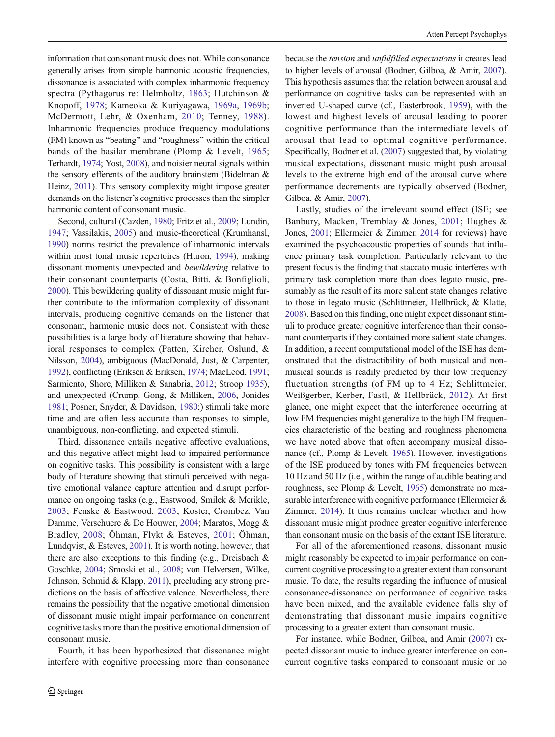information that consonant music does not. While consonance generally arises from simple harmonic acoustic frequencies, dissonance is associated with complex inharmonic frequency spectra (Pythagorus re: Helmholtz, 1863; Hutchinson & Knopoff, 1978; Kameoka & Kuriyagawa, 1969a, 1969b; McDermott, Lehr, & Oxenham, 2010; Tenney, 1988). Inharmonic frequencies produce frequency modulations (FM) known as "beating" and "roughness" within the critical bands of the basilar membrane (Plomp & Levelt, 1965; Terhardt, 1974; Yost, 2008), and noisier neural signals within the sensory efferents of the auditory brainstem (Bidelman & Heinz, 2011). This sensory complexity might impose greater demands on the listener's cognitive processes than the simpler harmonic content of consonant music.

Second, cultural (Cazden, 1980; Fritz et al., 2009; Lundin, 1947; Vassilakis, 2005) and music-theoretical (Krumhansl, 1990) norms restrict the prevalence of inharmonic intervals within most tonal music repertoires (Huron, 1994), making dissonant moments unexpected and *bewildering* relative to their consonant counterparts (Costa, Bitti, & Bonfiglioli, 2000). This bewildering quality of dissonant music might further contribute to the information complexity of dissonant intervals, producing cognitive demands on the listener that consonant, harmonic music does not. Consistent with these possibilities is a large body of literature showing that behavioral responses to complex (Patten, Kircher, Oslund, & Nilsson, 2004), ambiguous (MacDonald, Just, & Carpenter, 1992), conflicting (Eriksen & Eriksen, 1974; MacLeod, 1991; Sarmiento, Shore, Milliken & Sanabria, 2012; Stroop 1935), and unexpected (Crump, Gong, & Milliken, 2006, Jonides 1981; Posner, Snyder, & Davidson, 1980;) stimuli take more time and are often less accurate than responses to simple, unambiguous, non-conflicting, and expected stimuli.

Third, dissonance entails negative affective evaluations, and this negative affect might lead to impaired performance on cognitive tasks. This possibility is consistent with a large body of literature showing that stimuli perceived with negative emotional valance capture attention and disrupt performance on ongoing tasks (e.g., Eastwood, Smilek & Merikle, 2003; Fenske & Eastwood, 2003; Koster, Crombez, Van Damme, Verschuere & De Houwer, 2004; Maratos, Mogg & Bradley, 2008; Öhman, Flykt & Esteves, 2001; Öhman, Lundqvist, & Esteves, 2001). It is worth noting, however, that there are also exceptions to this finding (e.g., Dreisbach & Goschke, 2004; Smoski et al., 2008; von Helversen, Wilke, Johnson, Schmid & Klapp, 2011), precluding any strong predictions on the basis of affective valence. Nevertheless, there remains the possibility that the negative emotional dimension of dissonant music might impair performance on concurrent cognitive tasks more than the positive emotional dimension of consonant music.

Fourth, it has been hypothesized that dissonance might interfere with cognitive processing more than consonance because the *tension* and *unfulfilled expectations* it creates lead to higher levels of arousal (Bodner, Gilboa, & Amir, 2007). This hypothesis assumes that the relation between arousal and performance on cognitive tasks can be represented with an inverted U-shaped curve (cf., Easterbrook, 1959), with the lowest and highest levels of arousal leading to poorer cognitive performance than the intermediate levels of arousal that lead to optimal cognitive performance. Specifically, Bodner et al. (2007) suggested that, by violating musical expectations, dissonant music might push arousal levels to the extreme high end of the arousal curve where performance decrements are typically observed (Bodner, Gilboa, & Amir, 2007).

Lastly, studies of the irrelevant sound effect (ISE; see Banbury, Macken, Tremblay & Jones, 2001; Hughes & Jones, 2001; Ellermeier & Zimmer, 2014 for reviews) have examined the psychoacoustic properties of sounds that influence primary task completion. Particularly relevant to the present focus is the finding that staccato music interferes with primary task completion more than does legato music, presumably as the result of its more salient state changes relative to those in legato music (Schlittmeier, Hellbrück, & Klatte, 2008). Based on this finding, one might expect dissonant stimuli to produce greater cognitive interference than their consonant counterparts if they contained more salient state changes. In addition, a recent computational model of the ISE has demonstrated that the distractibility of both musical and non-musical sounds is readily predicted by their low frequency fluctuation strengths (of FM up to 4 Hz; Schlittmeier, Weißgerber, Kerber, Fastl, & Hellbrück, 2012). At first glance, one might expect that the interference occurring at low FM frequencies might generalize to the high FM frequencies characteristic of the beating and roughness phenomena we have noted above that often accompany musical dissonance (cf., Plomp & Levelt, 1965). However, investigations of the ISE produced by tones with FM frequencies between 10 Hz and 50 Hz (i.e., within the range of audible beating and roughness, see Plomp & Levelt, 1965) demonstrate no measurable interference with cognitive performance (Ellermeier & Zimmer, 2014). It thus remains unclear whether and how dissonant music might produce greater cognitive interference than consonant music on the basis of the extant ISE literature.

For all of the aforementioned reasons, dissonant music might reasonably be expected to impair performance on concurrent cognitive processing to a greater extent than consonant music. To date, the results regarding the influence of musical consonance-dissonance on performance of cognitive tasks have been mixed, and the available evidence falls shy of demonstrating that dissonant music impairs cognitive processing to a greater extent than consonant music.

For instance, while Bodner, Gilboa, and Amir (2007) expected dissonant music to induce greater interference on concurrent cognitive tasks compared to consonant music or no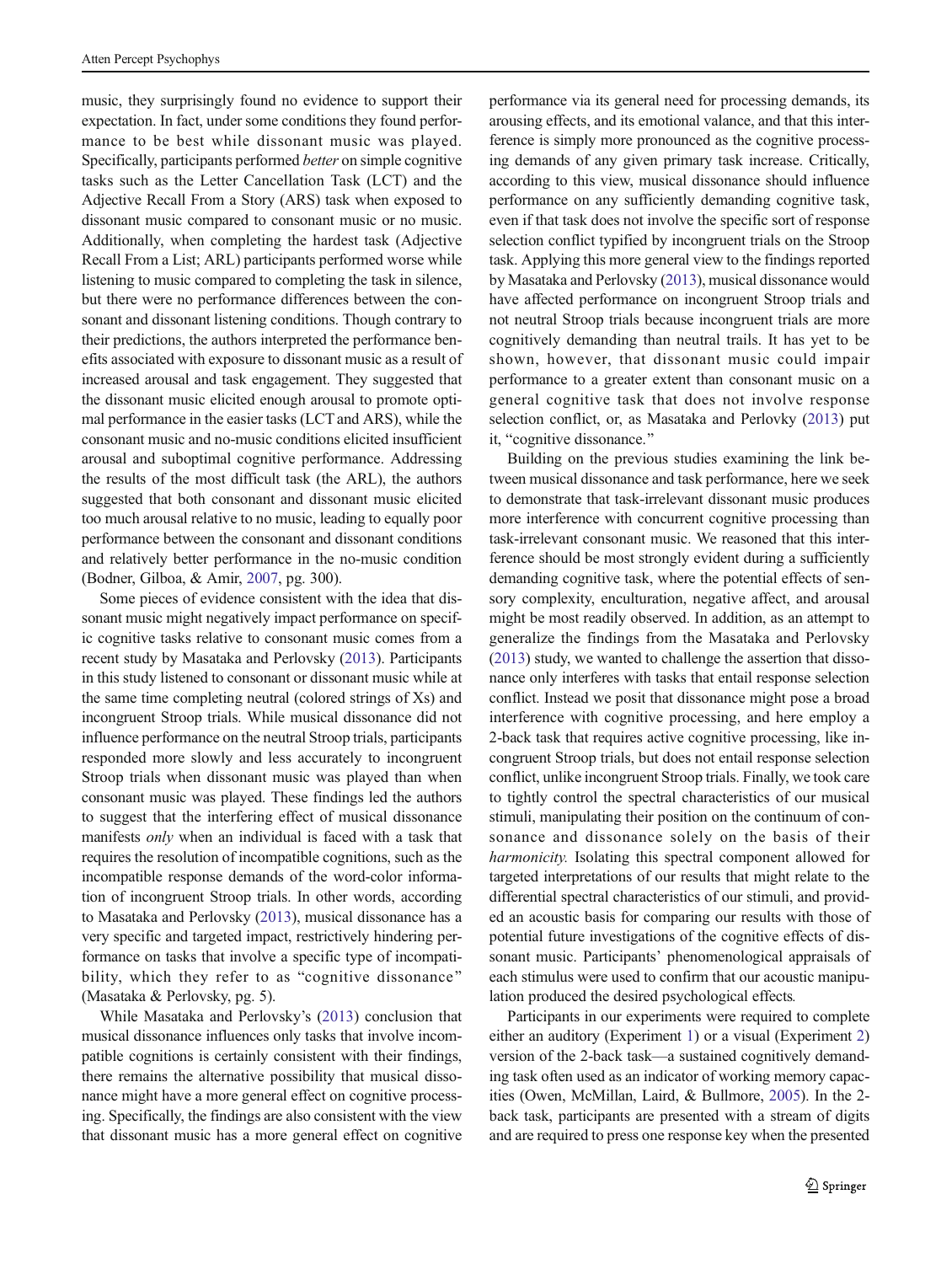music, they surprisingly found no evidence to support their expectation. In fact, under some conditions they found performance to be best while dissonant music was played. Specifically, participants performed *better* on simple cognitive tasks such as the Letter Cancellation Task (LCT) and the Adjective Recall From a Story (ARS) task when exposed to dissonant music compared to consonant music or no music. Additionally, when completing the hardest task (Adjective Recall From a List; ARL) participants performed worse while listening to music compared to completing the task in silence, but there were no performance differences between the consonant and dissonant listening conditions. Though contrary to their predictions, the authors interpreted the performance benefits associated with exposure to dissonant music as a result of increased arousal and task engagement. They suggested that the dissonant music elicited enough arousal to promote optimal performance in the easier tasks (LCT and ARS), while the consonant music and no-music conditions elicited insufficient arousal and suboptimal cognitive performance. Addressing the results of the most difficult task (the ARL), the authors suggested that both consonant and dissonant music elicited too much arousal relative to no music, leading to equally poor performance between the consonant and dissonant conditions and relatively better performance in the no-music condition (Bodner, Gilboa, & Amir, 2007, pg. 300).

Some pieces of evidence consistent with the idea that dissonant music might negatively impact performance on specific cognitive tasks relative to consonant music comes from a recent study by Masataka and Perlovsky (2013). Participants in this study listened to consonant or dissonant music while at the same time completing neutral (colored strings of Xs) and incongruent Stroop trials. While musical dissonance did not influence performance on the neutral Stroop trials, participants responded more slowly and less accurately to incongruent Stroop trials when dissonant music was played than when consonant music was played. These findings led the authors to suggest that the interfering effect of musical dissonance manifests *only* when an individual is faced with a task that requires the resolution of incompatible cognitions, such as the incompatible response demands of the word-color information of incongruent Stroop trials. In other words, according to Masataka and Perlovsky (2013), musical dissonance has a very specific and targeted impact, restrictively hindering performance on tasks that involve a specific type of incompatibility, which they refer to as "cognitive dissonance" (Masataka & Perlovsky, pg. 5).

While Masataka and Perlovsky's (2013) conclusion that musical dissonance influences only tasks that involve incompatible cognitions is certainly consistent with their findings, there remains the alternative possibility that musical dissonance might have a more general effect on cognitive processing. Specifically, the findings are also consistent with the view that dissonant music has a more general effect on cognitive performance via its general need for processing demands, its arousing effects, and its emotional valance, and that this interference is simply more pronounced as the cognitive processing demands of any given primary task increase. Critically, according to this view, musical dissonance should influence performance on any sufficiently demanding cognitive task, even if that task does not involve the specific sort of response selection conflict typified by incongruent trials on the Stroop task. Applying this more general view to the findings reported by Masataka and Perlovsky (2013), musical dissonance would have affected performance on incongruent Stroop trials and not neutral Stroop trials because incongruent trials are more cognitively demanding than neutral trails. It has yet to be shown, however, that dissonant music could impair performance to a greater extent than consonant music on a general cognitive task that does not involve response selection conflict, or, as Masataka and Perlovky (2013) put it, "cognitive dissonance."

Building on the previous studies examining the link between musical dissonance and task performance, here we seek to demonstrate that task-irrelevant dissonant music produces more interference with concurrent cognitive processing than task-irrelevant consonant music. We reasoned that this interference should be most strongly evident during a sufficiently demanding cognitive task, where the potential effects of sensory complexity, enculturation, negative affect, and arousal might be most readily observed. In addition, as an attempt to generalize the findings from the Masataka and Perlovsky (2013) study, we wanted to challenge the assertion that dissonance only interferes with tasks that entail response selection conflict. Instead we posit that dissonance might pose a broad interference with cognitive processing, and here employ a 2-back task that requires active cognitive processing, like incongruent Stroop trials, but does not entail response selection conflict, unlike incongruent Stroop trials. Finally, we took care to tightly control the spectral characteristics of our musical stimuli, manipulating their position on the continuum of consonance and dissonance solely on the basis of their *harmonicity.* Isolating this spectral component allowed for targeted interpretations of our results that might relate to the differential spectral characteristics of our stimuli, and provided an acoustic basis for comparing our results with those of potential future investigations of the cognitive effects of dissonant music. Participants' phenomenological appraisals of each stimulus were used to confirm that our acoustic manipulation produced the desired psychological effects.

Participants in our experiments were required to complete either an auditory (Experiment 1) or a visual (Experiment 2) version of the 2-back task—a sustained cognitively demanding task often used as an indicator of working memory capacities (Owen, McMillan, Laird, & Bullmore, 2005). In the 2-back task, participants are presented with a stream of digits and are required to press one response key when the presented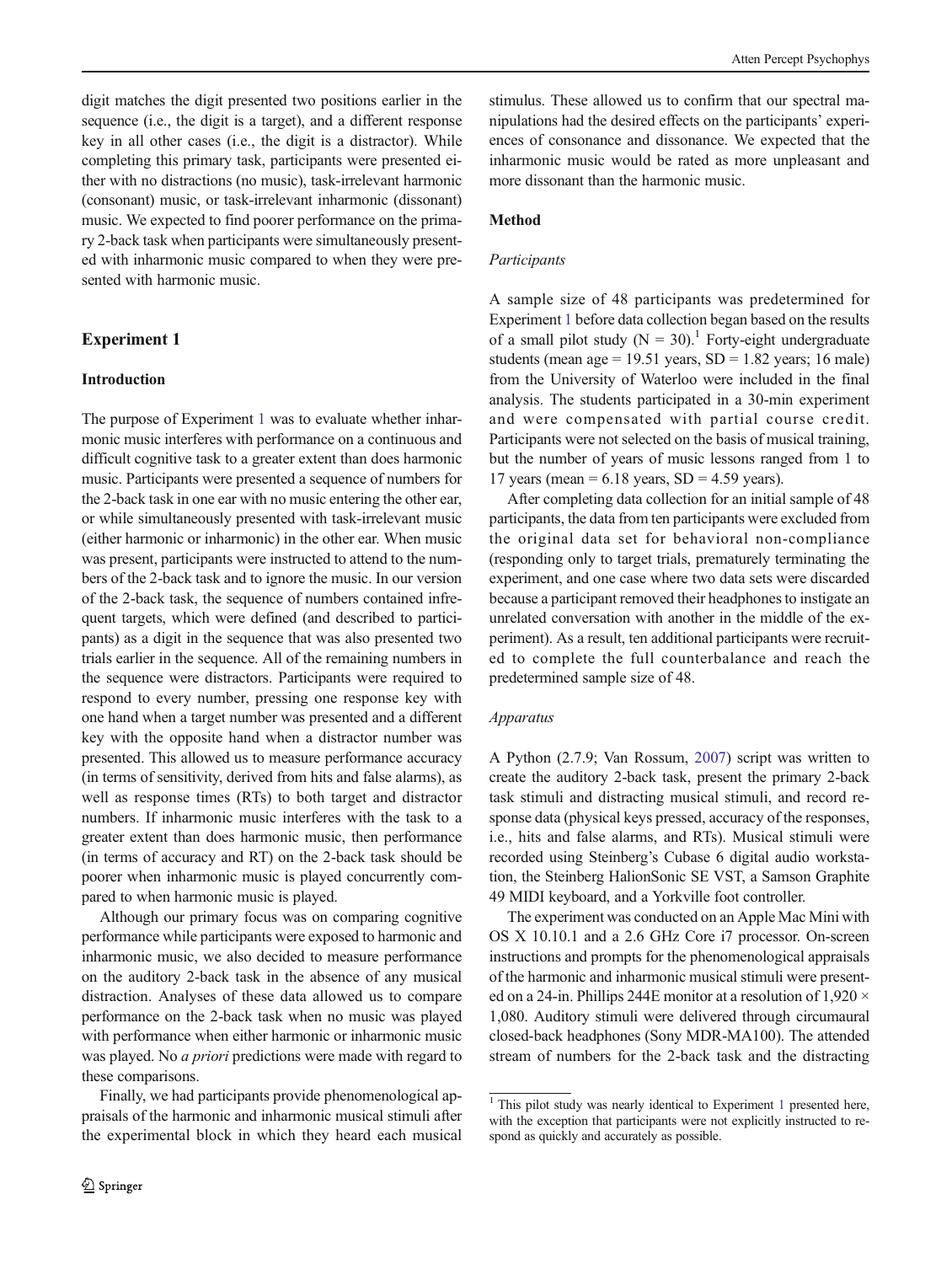digit matches the digit presented two positions earlier in the sequence (i.e., the digit is a target), and a different response key in all other cases (i.e., the digit is a distractor). While completing this primary task, participants were presented either with no distractions (no music), task-irrelevant harmonic (consonant) music, or task-irrelevant inharmonic (dissonant) music. We expected to find poorer performance on the primary 2-back task when participants were simultaneously presented with inharmonic music compared to when they were presented with harmonic music.

## Experiment 1

### Introduction

The purpose of Experiment 1 was to evaluate whether inharmonic music interferes with performance on a continuous and difficult cognitive task to a greater extent than does harmonic music. Participants were presented a sequence of numbers for the 2-back task in one ear with no music entering the other ear, or while simultaneously presented with task-irrelevant music (either harmonic or inharmonic) in the other ear. When music was present, participants were instructed to attend to the numbers of the 2-back task and to ignore the music. In our version of the 2-back task, the sequence of numbers contained infrequent targets, which were defined (and described to participants) as a digit in the sequence that was also presented two trials earlier in the sequence. All of the remaining numbers in the sequence were distractors. Participants were required to respond to every number, pressing one response key with one hand when a target number was presented and a different key with the opposite hand when a distractor number was presented. This allowed us to measure performance accuracy (in terms of sensitivity, derived from hits and false alarms), as well as response times (RTs) to both target and distractor numbers. If inharmonic music interferes with the task to a greater extent than does harmonic music, then performance (in terms of accuracy and RT) on the 2-back task should be poorer when inharmonic music is played concurrently compared to when harmonic music is played.

Although our primary focus was on comparing cognitive performance while participants were exposed to harmonic and inharmonic music, we also decided to measure performance on the auditory 2-back task in the absence of any musical distraction. Analyses of these data allowed us to compare performance on the 2-back task when no music was played with performance when either harmonic or inharmonic music was played. No *a priori* predictions were made with regard to these comparisons.

Finally, we had participants provide phenomenological appraisals of the harmonic and inharmonic musical stimuli after the experimental block in which they heard each musical stimulus. These allowed us to confirm that our spectral manipulations had the desired effects on the participants' experiences of consonance and dissonance. We expected that the inharmonic music would be rated as more unpleasant and more dissonant than the harmonic music.

### Method

#### *Participants*

A sample size of 48 participants was predetermined for Experiment 1 before data collection began based on the results of a small pilot study (N = 30).[1] Forty-eight undergraduate students (mean age = 19.51 years, SD = 1.82 years; 16 male) from the University of Waterloo were included in the final analysis. The students participated in a 30-min experiment and were compensated with partial course credit. Participants were not selected on the basis of musical training, but the number of years of music lessons ranged from 1 to 17 years (mean = 6.18 years, SD = 4.59 years).

After completing data collection for an initial sample of 48 participants, the data from ten participants were excluded from the original data set for behavioral non-compliance (responding only to target trials, prematurely terminating the experiment, and one case where two data sets were discarded because a participant removed their headphones to instigate an unrelated conversation with another in the middle of the experiment). As a result, ten additional participants were recruited to complete the full counterbalance and reach the predetermined sample size of 48.

#### *Apparatus*

A Python (2.7.9; Van Rossum, 2007) script was written to create the auditory 2-back task, present the primary 2-back task stimuli and distracting musical stimuli, and record response data (physical keys pressed, accuracy of the responses, i.e., hits and false alarms, and RTs). Musical stimuli were recorded using Steinberg's Cubase 6 digital audio workstation, the Steinberg HalionSonic SE VST, a Samson Graphite 49 MIDI keyboard, and a Yorkville foot controller.

The experiment was conducted on an Apple Mac Mini with OS X 10.10.1 and a 2.6 GHz Core i7 processor. On-screen instructions and prompts for the phenomenological appraisals of the harmonic and inharmonic musical stimuli were presented on a 24-in. Phillips 244E monitor at a resolution of 1,920 × 1,080. Auditory stimuli were delivered through circumaural closed-back headphones (Sony MDR-MA100). The attended stream of numbers for the 2-back task and the distracting

[1] This pilot study was nearly identical to Experiment 1 presented here, with the exception that participants were not explicitly instructed to respond as quickly and accurately as possible.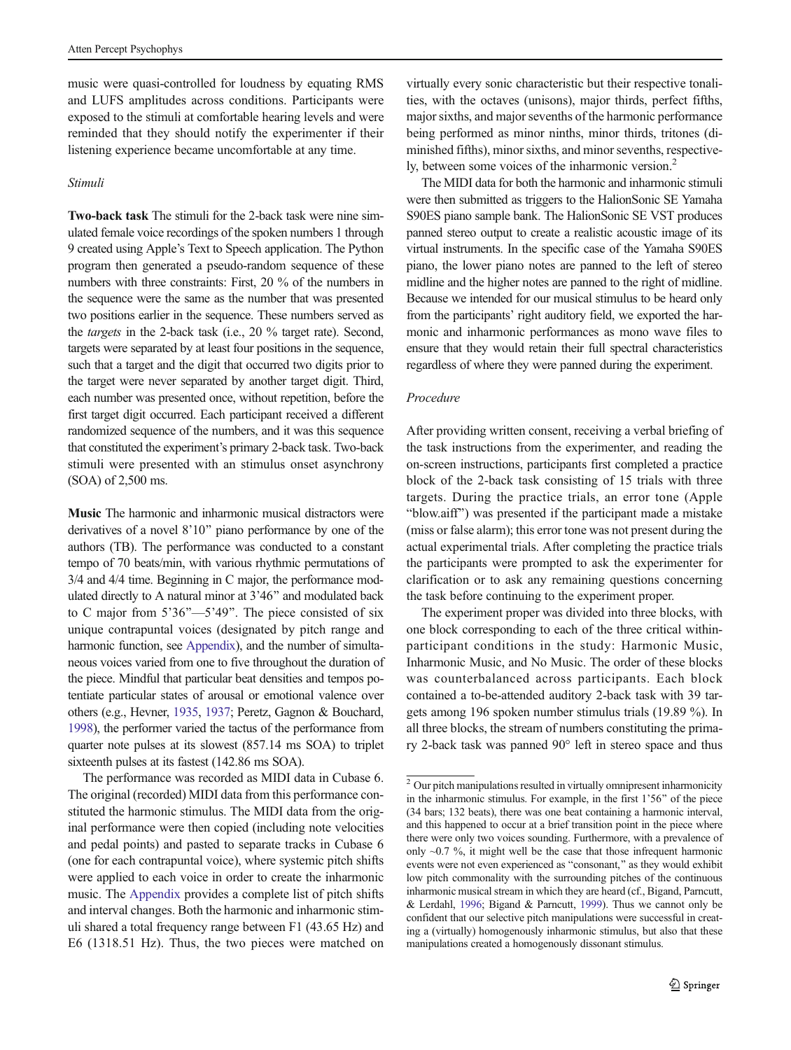music were quasi-controlled for loudness by equating RMS and LUFS amplitudes across conditions. Participants were exposed to the stimuli at comfortable hearing levels and were reminded that they should notify the experimenter if their listening experience became uncomfortable at any time.

### *Stimuli*

**Two-back task** The stimuli for the 2-back task were nine simulated female voice recordings of the spoken numbers 1 through 9 created using Apple's Text to Speech application. The Python program then generated a pseudo-random sequence of these numbers with three constraints: First, 20 % of the numbers in the sequence were the same as the number that was presented two positions earlier in the sequence. These numbers served as the *targets* in the 2-back task (i.e., 20 % target rate). Second, targets were separated by at least four positions in the sequence, such that a target and the digit that occurred two digits prior to the target were never separated by another target digit. Third, each number was presented once, without repetition, before the first target digit occurred. Each participant received a different randomized sequence of the numbers, and it was this sequence that constituted the experiment's primary 2-back task. Two-back stimuli were presented with an stimulus onset asynchrony (SOA) of 2,500 ms.

**Music** The harmonic and inharmonic musical distractors were derivatives of a novel 8'10" piano performance by one of the authors (TB). The performance was conducted to a constant tempo of 70 beats/min, with various rhythmic permutations of 3/4 and 4/4 time. Beginning in C major, the performance modulated directly to A natural minor at 3'46" and modulated back to C major from 5'36"—5'49". The piece consisted of six unique contrapuntal voices (designated by pitch range and harmonic function, see Appendix), and the number of simultaneous voices varied from one to five throughout the duration of the piece. Mindful that particular beat densities and tempos potentiate particular states of arousal or emotional valence over others (e.g., Hevner, 1935, 1937; Peretz, Gagnon & Bouchard, 1998), the performer varied the tactus of the performance from quarter note pulses at its slowest (857.14 ms SOA) to triplet sixteenth pulses at its fastest (142.86 ms SOA).

The performance was recorded as MIDI data in Cubase 6. The original (recorded) MIDI data from this performance constituted the harmonic stimulus. The MIDI data from the original performance were then copied (including note velocities and pedal points) and pasted to separate tracks in Cubase 6 (one for each contrapuntal voice), where systemic pitch shifts were applied to each voice in order to create the inharmonic music. The Appendix provides a complete list of pitch shifts and interval changes. Both the harmonic and inharmonic stimuli shared a total frequency range between F1 (43.65 Hz) and E6 (1318.51 Hz). Thus, the two pieces were matched on virtually every sonic characteristic but their respective tonalities, with the octaves (unisons), major thirds, perfect fifths, major sixths, and major sevenths of the harmonic performance being performed as minor ninths, minor thirds, tritones (diminished fifths), minor sixths, and minor sevenths, respectively, between some voices of the inharmonic version.[2]

The MIDI data for both the harmonic and inharmonic stimuli were then submitted as triggers to the HalionSonic SE Yamaha S90ES piano sample bank. The HalionSonic SE VST produces panned stereo output to create a realistic acoustic image of its virtual instruments. In the specific case of the Yamaha S90ES piano, the lower piano notes are panned to the left of stereo midline and the higher notes are panned to the right of midline. Because we intended for our musical stimulus to be heard only from the participants' right auditory field, we exported the harmonic and inharmonic performances as mono wave files to ensure that they would retain their full spectral characteristics regardless of where they were panned during the experiment.

### *Procedure*

After providing written consent, receiving a verbal briefing of the task instructions from the experimenter, and reading the on-screen instructions, participants first completed a practice block of the 2-back task consisting of 15 trials with three targets. During the practice trials, an error tone (Apple "blow.aiff") was presented if the participant made a mistake (miss or false alarm); this error tone was not present during the actual experimental trials. After completing the practice trials the participants were prompted to ask the experimenter for clarification or to ask any remaining questions concerning the task before continuing to the experiment proper.

The experiment proper was divided into three blocks, with one block corresponding to each of the three critical within-participant conditions in the study: Harmonic Music, Inharmonic Music, and No Music. The order of these blocks was counterbalanced across participants. Each block contained a to-be-attended auditory 2-back task with 39 targets among 196 spoken number stimulus trials (19.89 %). In all three blocks, the stream of numbers constituting the primary 2-back task was panned 90° left in stereo space and thus

---

[2] Our pitch manipulations resulted in virtually omnipresent inharmonicity in the inharmonic stimulus. For example, in the first 1'56" of the piece (34 bars; 132 beats), there was one beat containing a harmonic interval, and this happened to occur at a brief transition point in the piece where there were only two voices sounding. Furthermore, with a prevalence of only ~0.7 %, it might well be the case that those infrequent harmonic events were not even experienced as "consonant," as they would exhibit low pitch commonality with the surrounding pitches of the continuous inharmonic musical stream in which they are heard (cf., Bigand, Parncutt, & Lerdahl, 1996; Bigand & Parncutt, 1999). Thus we cannot only be confident that our selective pitch manipulations were successful in creating a (virtually) homogenously inharmonic stimulus, but also that these manipulations created a homogenously dissonant stimulus.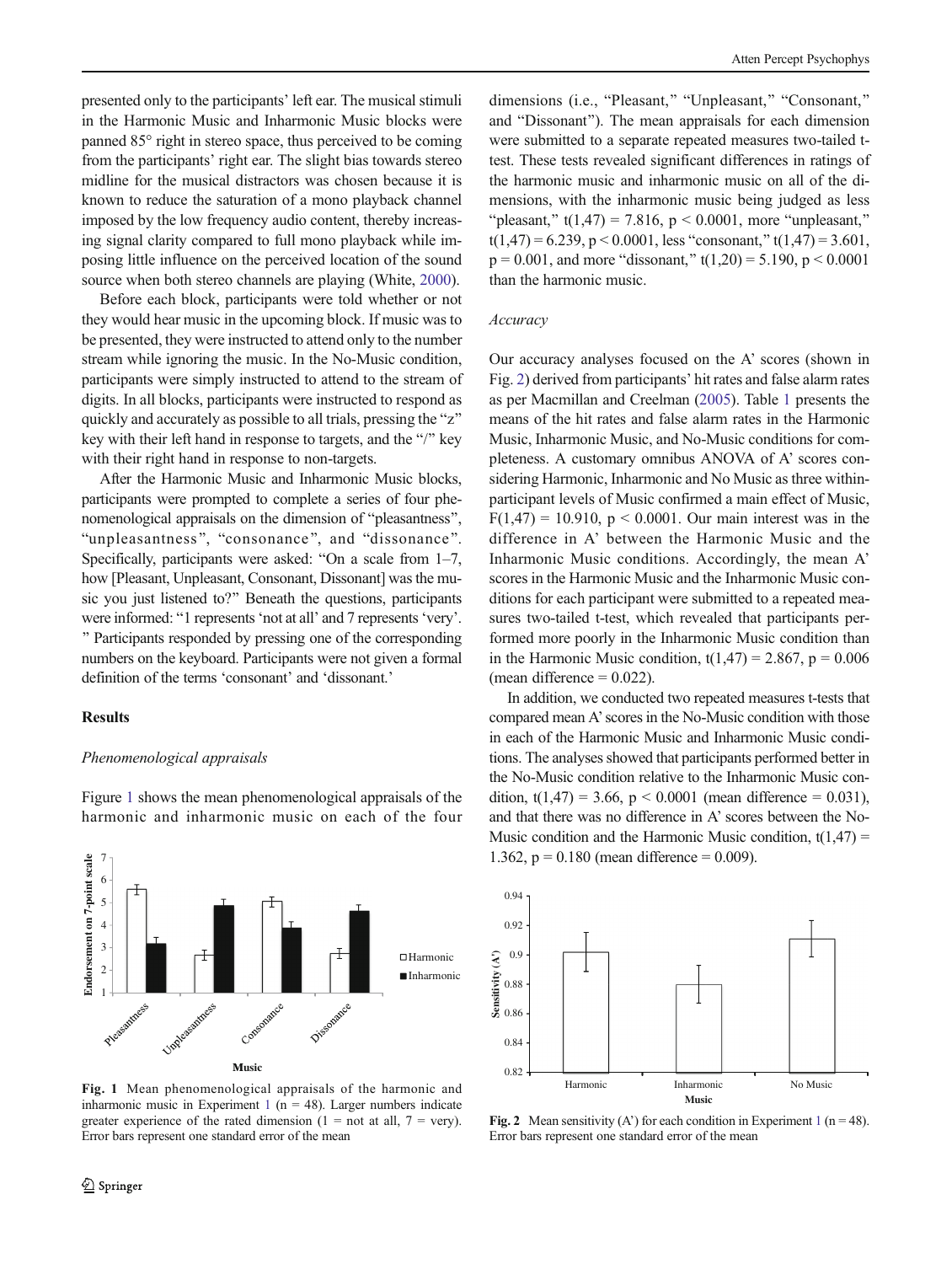presented only to the participants' left ear. The musical stimuli in the Harmonic Music and Inharmonic Music blocks were panned 85° right in stereo space, thus perceived to be coming from the participants' right ear. The slight bias towards stereo midline for the musical distractors was chosen because it is known to reduce the saturation of a mono playback channel imposed by the low frequency audio content, thereby increasing signal clarity compared to full mono playback while imposing little influence on the perceived location of the sound source when both stereo channels are playing (White, 2000).

Before each block, participants were told whether or not they would hear music in the upcoming block. If music was to be presented, they were instructed to attend only to the number stream while ignoring the music. In the No-Music condition, participants were simply instructed to attend to the stream of digits. In all blocks, participants were instructed to respond as quickly and accurately as possible to all trials, pressing the "z" key with their left hand in response to targets, and the "/" key with their right hand in response to non-targets.

After the Harmonic Music and Inharmonic Music blocks, participants were prompted to complete a series of four phenomenological appraisals on the dimension of "pleasantness", "unpleasantness", "consonance", and "dissonance". Specifically, participants were asked: "On a scale from 1–7, how [Pleasant, Unpleasant, Consonant, Dissonant] was the music you just listened to?" Beneath the questions, participants were informed: "1 represents 'not at all' and 7 represents 'very'. " Participants responded by pressing one of the corresponding numbers on the keyboard. Participants were not given a formal definition of the terms 'consonant' and 'dissonant.'

## Results

### *Phenomenological appraisals*

Figure 1 shows the mean phenomenological appraisals of the harmonic and inharmonic music on each of the four dimensions (i.e., "Pleasant," "Unpleasant," "Consonant," and "Dissonant"). The mean appraisals for each dimension were submitted to a separate repeated measures two-tailed t-test. These tests revealed significant differences in ratings of the harmonic music and inharmonic music on all of the dimensions, with the inharmonic music being judged as less "pleasant," $t(1,47) = 7.816$, $p < 0.0001$, more "unpleasant," $t(1,47) = 6.239$, $p < 0.0001$, less "consonant," $t(1,47) = 3.601$, $p = 0.001$, and more "dissonant," $t(1,20) = 5.190$, $p < 0.0001$ than the harmonic music.

**Fig. 1** Mean phenomenological appraisals of the harmonic and inharmonic music in Experiment 1 (n = 48). Larger numbers indicate greater experience of the rated dimension (1 = not at all, 7 = very). Error bars represent one standard error of the mean

### *Accuracy*

Our accuracy analyses focused on the A' scores (shown in Fig. 2) derived from participants' hit rates and false alarm rates as per Macmillan and Creelman (2005). Table 1 presents the means of the hit rates and false alarm rates in the Harmonic Music, Inharmonic Music, and No-Music conditions for completeness. A customary omnibus ANOVA of A' scores considering Harmonic, Inharmonic and No Music as three within-participant levels of Music confirmed a main effect of Music, $F(1,47) = 10.910$, $p < 0.0001$. Our main interest was in the difference in A' between the Harmonic Music and the Inharmonic Music conditions. Accordingly, the mean A' scores in the Harmonic Music and the Inharmonic Music conditions for each participant were submitted to a repeated measures two-tailed t-test, which revealed that participants performed more poorly in the Inharmonic Music condition than in the Harmonic Music condition, $t(1,47) = 2.867$, $p = 0.006$ (mean difference = 0.022).

In addition, we conducted two repeated measures t-tests that compared mean A' scores in the No-Music condition with those in each of the Harmonic Music and Inharmonic Music conditions. The analyses showed that participants performed better in the No-Music condition relative to the Inharmonic Music condition, $t(1,47) = 3.66$, $p < 0.0001$ (mean difference = 0.031), and that there was no difference in A' scores between the No-Music condition and the Harmonic Music condition, $t(1,47) = 1.362$, $p = 0.180$ (mean difference = 0.009).

**Fig. 2** Mean sensitivity (A') for each condition in Experiment 1 (n = 48). Error bars represent one standard error of the mean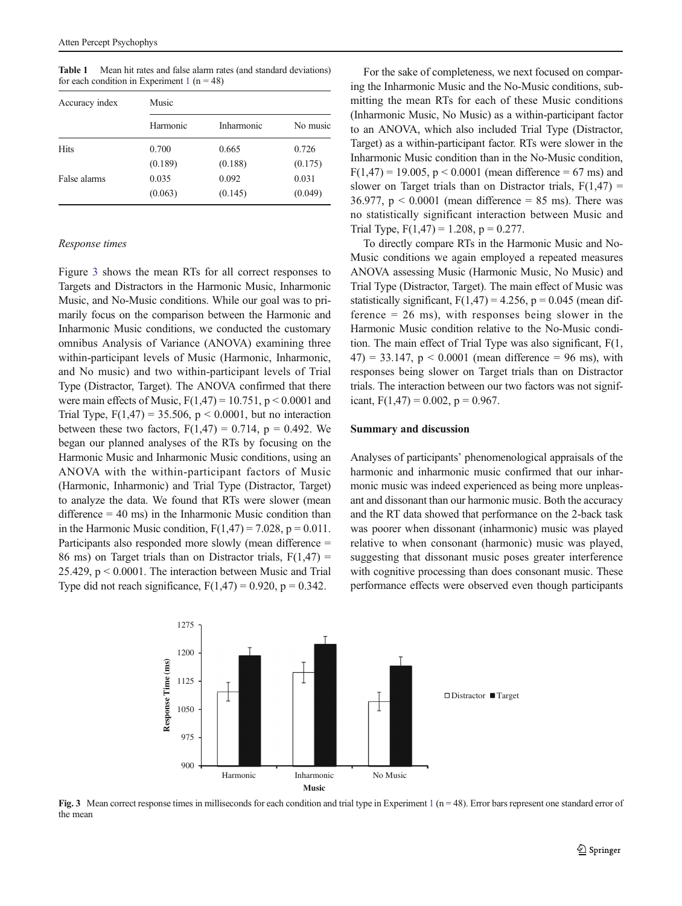**Table 1** Mean hit rates and false alarm rates (and standard deviations) for each condition in Experiment 1 (n = 48)

| Accuracy index | Music | | |
|---|---|---|---|
| | Harmonic | Inharmonic | No music |
| Hits | 0.700 | 0.665 | 0.726 |
| | (0.189) | (0.188) | (0.175) |
| False alarms | 0.035 | 0.092 | 0.031 |
| | (0.063) | (0.145) | (0.049) |

*Response times*

Figure 3 shows the mean RTs for all correct responses to Targets and Distractors in the Harmonic Music, Inharmonic Music, and No-Music conditions. While our goal was to primarily focus on the comparison between the Harmonic and Inharmonic Music conditions, we conducted the customary omnibus Analysis of Variance (ANOVA) examining three within-participant levels of Music (Harmonic, Inharmonic, and No music) and two within-participant levels of Trial Type (Distractor, Target). The ANOVA confirmed that there were main effects of Music, $F(1,47) = 10.751$, $p < 0.0001$ and Trial Type, $F(1,47) = 35.506$, $p < 0.0001$, but no interaction between these two factors, $F(1,47) = 0.714$, $p = 0.492$. We began our planned analyses of the RTs by focusing on the Harmonic Music and Inharmonic Music conditions, using an ANOVA with the within-participant factors of Music (Harmonic, Inharmonic) and Trial Type (Distractor, Target) to analyze the data. We found that RTs were slower (mean difference = 40 ms) in the Inharmonic Music condition than in the Harmonic Music condition, $F(1,47) = 7.028$, $p = 0.011$. Participants also responded more slowly (mean difference = 86 ms) on Target trials than on Distractor trials, $F(1,47) = 25.429$, $p < 0.0001$. The interaction between Music and Trial Type did not reach significance, $F(1,47) = 0.920$, $p = 0.342$.

For the sake of completeness, we next focused on comparing the Inharmonic Music and the No-Music conditions, submitting the mean RTs for each of these Music conditions (Inharmonic Music, No Music) as a within-participant factor to an ANOVA, which also included Trial Type (Distractor, Target) as a within-participant factor. RTs were slower in the Inharmonic Music condition than in the No-Music condition, $F(1,47) = 19.005$, $p < 0.0001$ (mean difference = 67 ms) and slower on Target trials than on Distractor trials, $F(1,47) = 36.977$, $p < 0.0001$ (mean difference = 85 ms). There was no statistically significant interaction between Music and Trial Type, $F(1,47) = 1.208$, $p = 0.277$.

To directly compare RTs in the Harmonic Music and No-Music conditions we again employed a repeated measures ANOVA assessing Music (Harmonic Music, No Music) and Trial Type (Distractor, Target). The main effect of Music was statistically significant, $F(1,47) = 4.256$, $p = 0.045$ (mean difference = 26 ms), with responses being slower in the Harmonic Music condition relative to the No-Music condition. The main effect of Trial Type was also significant, $F(1, 47) = 33.147$, $p < 0.0001$ (mean difference = 96 ms), with responses being slower on Target trials than on Distractor trials. The interaction between our two factors was not significant, $F(1,47) = 0.002$, $p = 0.967$.

**Summary and discussion**

Analyses of participants' phenomenological appraisals of the harmonic and inharmonic music confirmed that our inharmonic music was indeed experienced as being more unpleasant and dissonant than our harmonic music. Both the accuracy and the RT data showed that performance on the 2-back task was poorer when dissonant (inharmonic) music was played relative to when consonant (harmonic) music was played, suggesting that dissonant music poses greater interference with cognitive processing than does consonant music. These performance effects were observed even though participants

**Fig. 3** Mean correct response times in milliseconds for each condition and trial type in Experiment 1 (n = 48). Error bars represent one standard error of the mean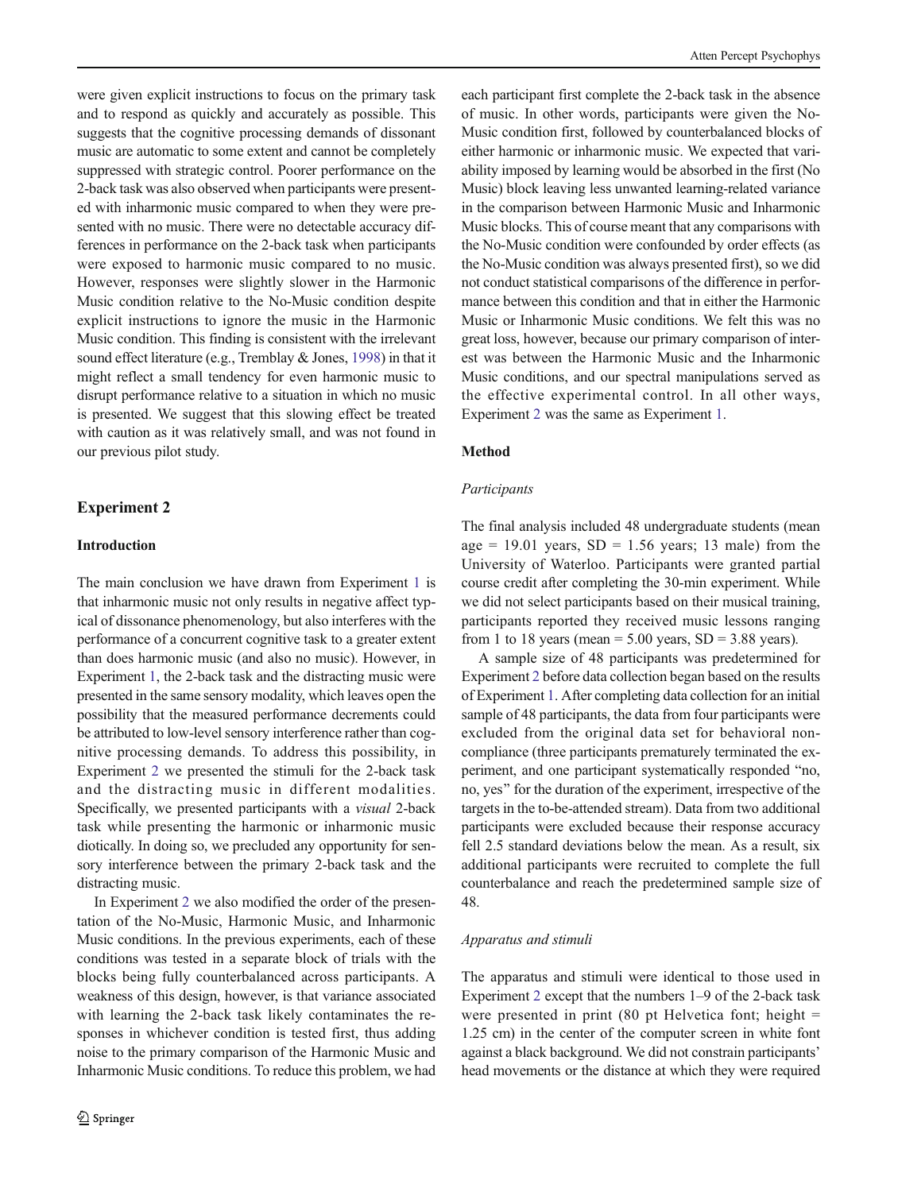were given explicit instructions to focus on the primary task and to respond as quickly and accurately as possible. This suggests that the cognitive processing demands of dissonant music are automatic to some extent and cannot be completely suppressed with strategic control. Poorer performance on the 2-back task was also observed when participants were presented with inharmonic music compared to when they were presented with no music. There were no detectable accuracy differences in performance on the 2-back task when participants were exposed to harmonic music compared to no music. However, responses were slightly slower in the Harmonic Music condition relative to the No-Music condition despite explicit instructions to ignore the music in the Harmonic Music condition. This finding is consistent with the irrelevant sound effect literature (e.g., Tremblay & Jones, 1998) in that it might reflect a small tendency for even harmonic music to disrupt performance relative to a situation in which no music is presented. We suggest that this slowing effect be treated with caution as it was relatively small, and was not found in our previous pilot study.

## Experiment 2

### Introduction

The main conclusion we have drawn from Experiment 1 is that inharmonic music not only results in negative affect typical of dissonance phenomenology, but also interferes with the performance of a concurrent cognitive task to a greater extent than does harmonic music (and also no music). However, in Experiment 1, the 2-back task and the distracting music were presented in the same sensory modality, which leaves open the possibility that the measured performance decrements could be attributed to low-level sensory interference rather than cognitive processing demands. To address this possibility, in Experiment 2 we presented the stimuli for the 2-back task and the distracting music in different modalities. Specifically, we presented participants with a *visual* 2-back task while presenting the harmonic or inharmonic music diotically. In doing so, we precluded any opportunity for sensory interference between the primary 2-back task and the distracting music.

In Experiment 2 we also modified the order of the presentation of the No-Music, Harmonic Music, and Inharmonic Music conditions. In the previous experiments, each of these conditions was tested in a separate block of trials with the blocks being fully counterbalanced across participants. A weakness of this design, however, is that variance associated with learning the 2-back task likely contaminates the responses in whichever condition is tested first, thus adding noise to the primary comparison of the Harmonic Music and Inharmonic Music conditions. To reduce this problem, we had each participant first complete the 2-back task in the absence of music. In other words, participants were given the No-Music condition first, followed by counterbalanced blocks of either harmonic or inharmonic music. We expected that variability imposed by learning would be absorbed in the first (No Music) block leaving less unwanted learning-related variance in the comparison between Harmonic Music and Inharmonic Music blocks. This of course meant that any comparisons with the No-Music condition were confounded by order effects (as the No-Music condition was always presented first), so we did not conduct statistical comparisons of the difference in performance between this condition and that in either the Harmonic Music or Inharmonic Music conditions. We felt this was no great loss, however, because our primary comparison of interest was between the Harmonic Music and the Inharmonic Music conditions, and our spectral manipulations served as the effective experimental control. In all other ways, Experiment 2 was the same as Experiment 1.

### Method

#### *Participants*

The final analysis included 48 undergraduate students (mean age = 19.01 years, SD = 1.56 years; 13 male) from the University of Waterloo. Participants were granted partial course credit after completing the 30-min experiment. While we did not select participants based on their musical training, participants reported they received music lessons ranging from 1 to 18 years (mean = 5.00 years, SD = 3.88 years).

A sample size of 48 participants was predetermined for Experiment 2 before data collection began based on the results of Experiment 1. After completing data collection for an initial sample of 48 participants, the data from four participants were excluded from the original data set for behavioral noncompliance (three participants prematurely terminated the experiment, and one participant systematically responded "no, no, yes" for the duration of the experiment, irrespective of the targets in the to-be-attended stream). Data from two additional participants were excluded because their response accuracy fell 2.5 standard deviations below the mean. As a result, six additional participants were recruited to complete the full counterbalance and reach the predetermined sample size of 48.

#### *Apparatus and stimuli*

The apparatus and stimuli were identical to those used in Experiment 2 except that the numbers 1–9 of the 2-back task were presented in print (80 pt Helvetica font; height = 1.25 cm) in the center of the computer screen in white font against a black background. We did not constrain participants' head movements or the distance at which they were required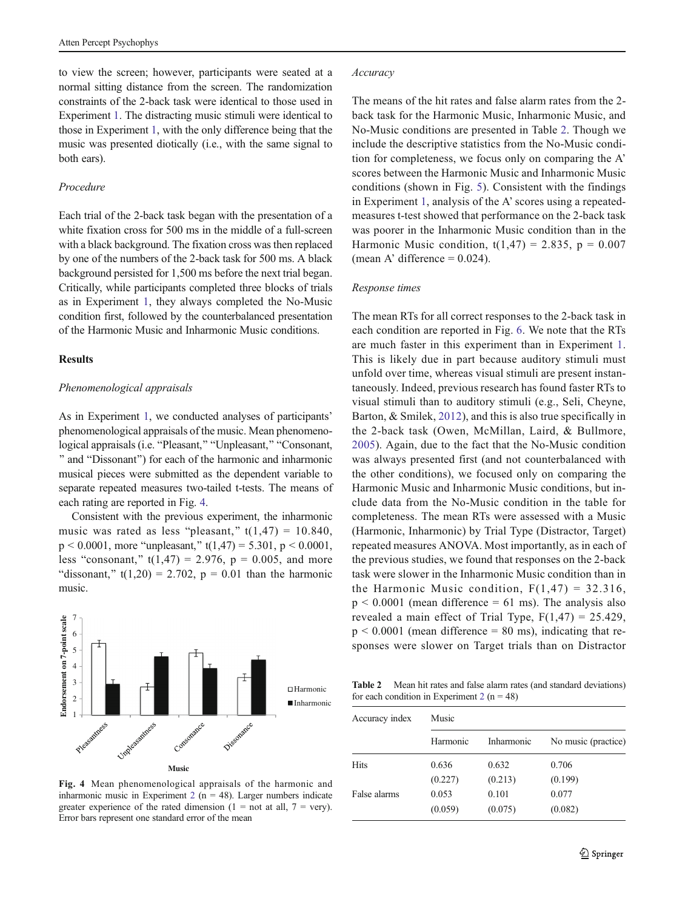to view the screen; however, participants were seated at a normal sitting distance from the screen. The randomization constraints of the 2-back task were identical to those used in Experiment 1. The distracting music stimuli were identical to those in Experiment 1, with the only difference being that the music was presented diotically (i.e., with the same signal to both ears).

*Procedure*

Each trial of the 2-back task began with the presentation of a white fixation cross for 500 ms in the middle of a full-screen with a black background. The fixation cross was then replaced by one of the numbers of the 2-back task for 500 ms. A black background persisted for 1,500 ms before the next trial began. Critically, while participants completed three blocks of trials as in Experiment 1, they always completed the No-Music condition first, followed by the counterbalanced presentation of the Harmonic Music and Inharmonic Music conditions.

**Results**

*Phenomenological appraisals*

As in Experiment 1, we conducted analyses of participants' phenomenological appraisals of the music. Mean phenomenological appraisals (i.e. "Pleasant," "Unpleasant," "Consonant, " and "Dissonant") for each of the harmonic and inharmonic musical pieces were submitted as the dependent variable to separate repeated measures two-tailed t-tests. The means of each rating are reported in Fig. 4.

Consistent with the previous experiment, the inharmonic music was rated as less "pleasant," $t(1,47) = 10.840$, $p < 0.0001$, more "unpleasant," $t(1,47) = 5.301$, $p < 0.0001$, less "consonant," $t(1,47) = 2.976$, $p = 0.005$, and more "dissonant," $t(1,20) = 2.702$, $p = 0.01$ than the harmonic music.

Fig. 4 Mean phenomenological appraisals of the harmonic and inharmonic music in Experiment 2 (n = 48). Larger numbers indicate greater experience of the rated dimension (1 = not at all, 7 = very). Error bars represent one standard error of the mean

*Accuracy*

The means of the hit rates and false alarm rates from the 2-back task for the Harmonic Music, Inharmonic Music, and No-Music conditions are presented in Table 2. Though we include the descriptive statistics from the No-Music condition for completeness, we focus only on comparing the A' scores between the Harmonic Music and Inharmonic Music conditions (shown in Fig. 5). Consistent with the findings in Experiment 1, analysis of the A' scores using a repeated-measures t-test showed that performance on the 2-back task was poorer in the Inharmonic Music condition than in the Harmonic Music condition, $t(1,47) = 2.835$, $p = 0.007$ (mean A' difference = 0.024).

*Response times*

The mean RTs for all correct responses to the 2-back task in each condition are reported in Fig. 6. We note that the RTs are much faster in this experiment than in Experiment 1. This is likely due in part because auditory stimuli must unfold over time, whereas visual stimuli are present instantaneously. Indeed, previous research has found faster RTs to visual stimuli than to auditory stimuli (e.g., Seli, Cheyne, Barton, & Smilek, 2012), and this is also true specifically in the 2-back task (Owen, McMillan, Laird, & Bullmore, 2005). Again, due to the fact that the No-Music condition was always presented first (and not counterbalanced with the other conditions), we focused only on comparing the Harmonic Music and Inharmonic Music conditions, but include data from the No-Music condition in the table for completeness. The mean RTs were assessed with a Music (Harmonic, Inharmonic) by Trial Type (Distractor, Target) repeated measures ANOVA. Most importantly, as in each of the previous studies, we found that responses on the 2-back task were slower in the Inharmonic Music condition than in the Harmonic Music condition, $F(1,47) = 32.316$, $p < 0.0001$ (mean difference = 61 ms). The analysis also revealed a main effect of Trial Type, $F(1,47) = 25.429$, $p < 0.0001$ (mean difference = 80 ms), indicating that responses were slower on Target trials than on Distractor

**Table 2** Mean hit rates and false alarm rates (and standard deviations) for each condition in Experiment 2 (n = 48)

| Accuracy index | Music | | |
|---|---|---|---|
| | Harmonic | Inharmonic | No music (practice) |
| Hits | 0.636 | 0.632 | 0.706 |
| | (0.227) | (0.213) | (0.199) |
| False alarms | 0.053 | 0.101 | 0.077 |
| | (0.059) | (0.075) | (0.082) |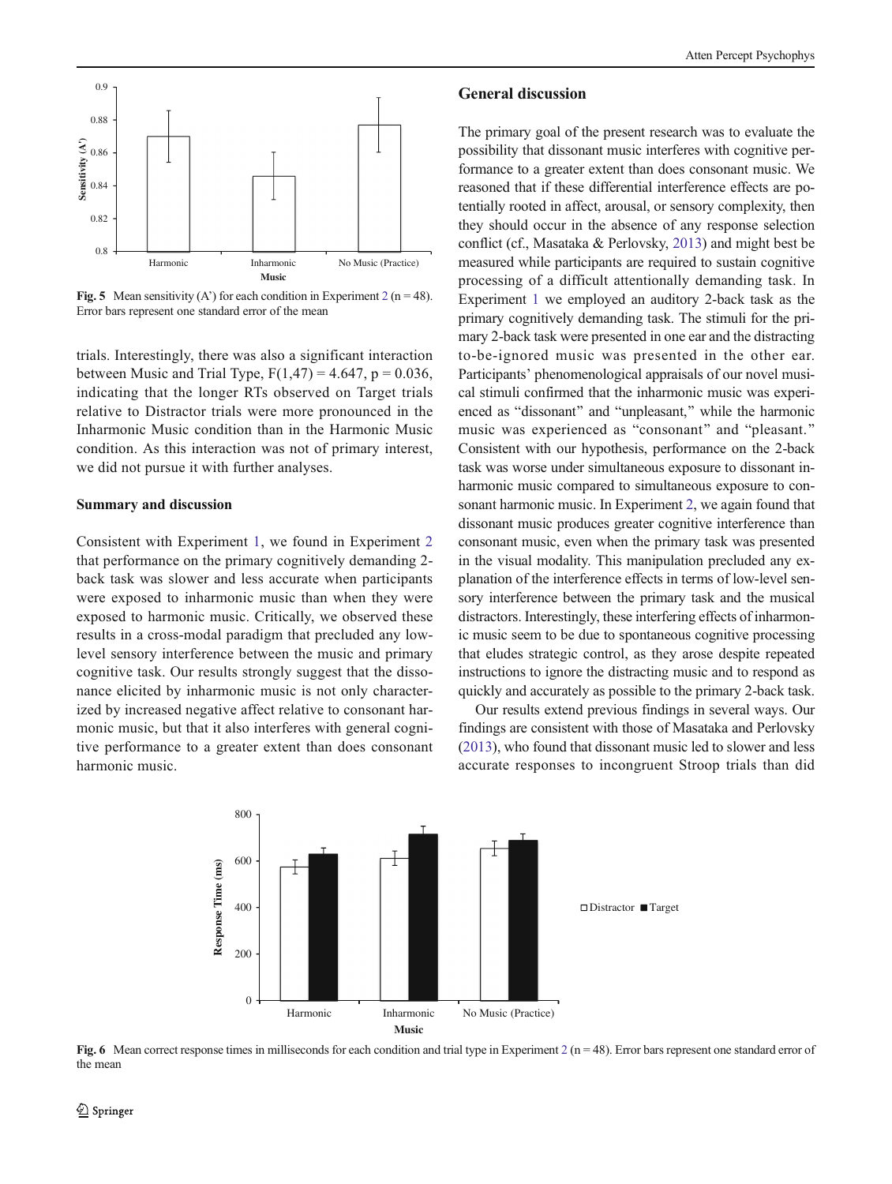Fig. 5 Mean sensitivity (A') for each condition in Experiment 2 (n = 48). Error bars represent one standard error of the mean

trials. Interestingly, there was also a significant interaction between Music and Trial Type, $F(1,47) = 4.647$, $p = 0.036$, indicating that the longer RTs observed on Target trials relative to Distractor trials were more pronounced in the Inharmonic Music condition than in the Harmonic Music condition. As this interaction was not of primary interest, we did not pursue it with further analyses.

### Summary and discussion

Consistent with Experiment 1, we found in Experiment 2 that performance on the primary cognitively demanding 2-back task was slower and less accurate when participants were exposed to inharmonic music than when they were exposed to harmonic music. Critically, we observed these results in a cross-modal paradigm that precluded any low-level sensory interference between the music and primary cognitive task. Our results strongly suggest that the dissonance elicited by inharmonic music is not only characterized by increased negative affect relative to consonant harmonic music, but that it also interferes with general cognitive performance to a greater extent than does consonant harmonic music.

## General discussion

The primary goal of the present research was to evaluate the possibility that dissonant music interferes with cognitive performance to a greater extent than does consonant music. We reasoned that if these differential interference effects are potentially rooted in affect, arousal, or sensory complexity, then they should occur in the absence of any response selection conflict (cf., Masataka & Perlovsky, 2013) and might best be measured while participants are required to sustain cognitive processing of a difficult attentionally demanding task. In Experiment 1 we employed an auditory 2-back task as the primary cognitively demanding task. The stimuli for the primary 2-back task were presented in one ear and the distracting to-be-ignored music was presented in the other ear. Participants' phenomenological appraisals of our novel musical stimuli confirmed that the inharmonic music was experienced as "dissonant" and "unpleasant," while the harmonic music was experienced as "consonant" and "pleasant." Consistent with our hypothesis, performance on the 2-back task was worse under simultaneous exposure to dissonant inharmonic music compared to simultaneous exposure to consonant harmonic music. In Experiment 2, we again found that dissonant music produces greater cognitive interference than consonant music, even when the primary task was presented in the visual modality. This manipulation precluded any explanation of the interference effects in terms of low-level sensory interference between the primary task and the musical distractors. Interestingly, these interfering effects of inharmonic music seem to be due to spontaneous cognitive processing that eludes strategic control, as they arose despite repeated instructions to ignore the distracting music and to respond as quickly and accurately as possible to the primary 2-back task.

Our results extend previous findings in several ways. Our findings are consistent with those of Masataka and Perlovsky (2013), who found that dissonant music led to slower and less accurate responses to incongruent Stroop trials than did

Fig. 6 Mean correct response times in milliseconds for each condition and trial type in Experiment 2 (n = 48). Error bars represent one standard error of the mean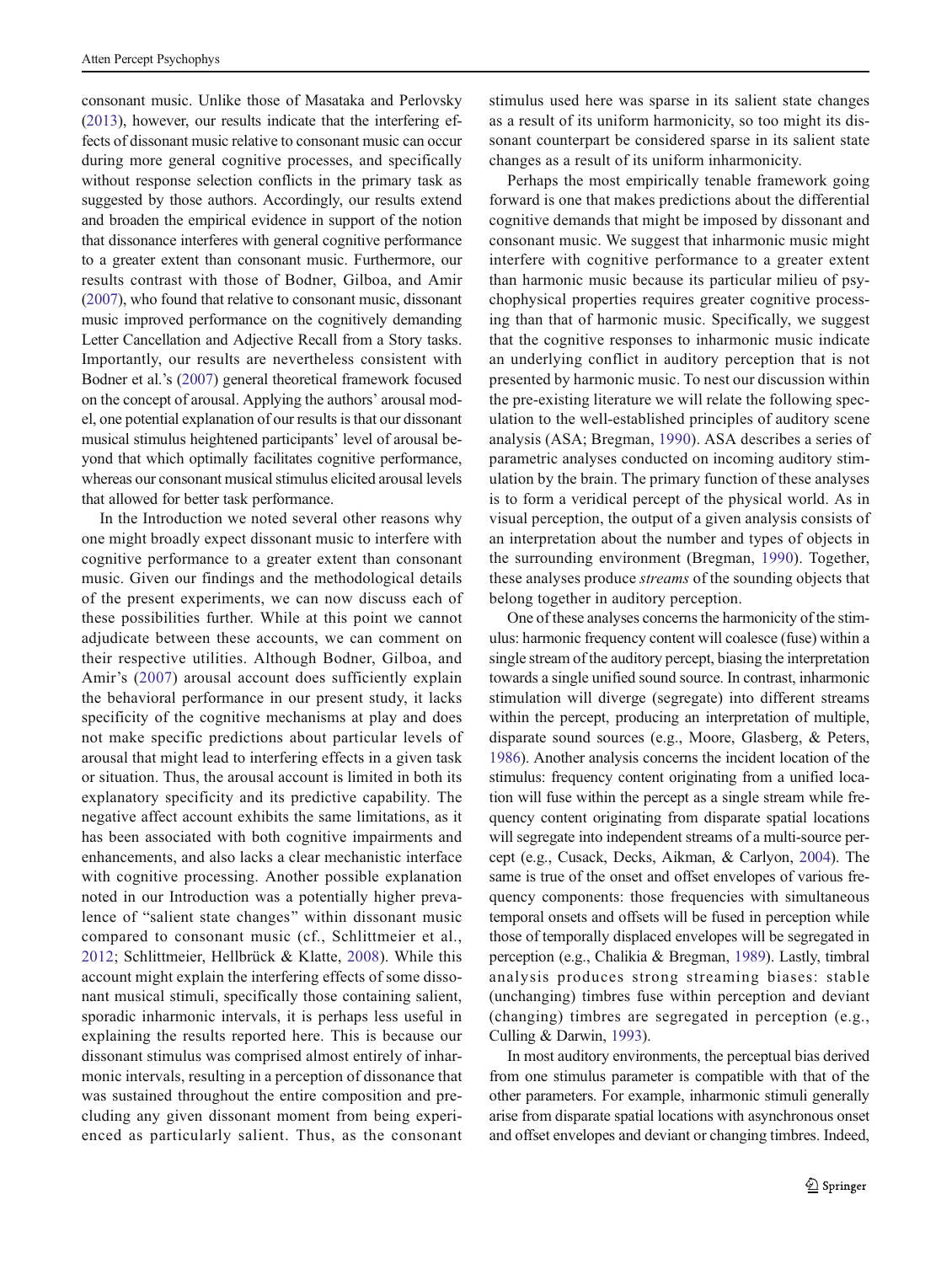consonant music. Unlike those of Masataka and Perlovsky (2013), however, our results indicate that the interfering effects of dissonant music relative to consonant music can occur during more general cognitive processes, and specifically without response selection conflicts in the primary task as suggested by those authors. Accordingly, our results extend and broaden the empirical evidence in support of the notion that dissonance interferes with general cognitive performance to a greater extent than consonant music. Furthermore, our results contrast with those of Bodner, Gilboa, and Amir (2007), who found that relative to consonant music, dissonant music improved performance on the cognitively demanding Letter Cancellation and Adjective Recall from a Story tasks. Importantly, our results are nevertheless consistent with Bodner et al.'s (2007) general theoretical framework focused on the concept of arousal. Applying the authors' arousal model, one potential explanation of our results is that our dissonant musical stimulus heightened participants' level of arousal beyond that which optimally facilitates cognitive performance, whereas our consonant musical stimulus elicited arousal levels that allowed for better task performance.

In the Introduction we noted several other reasons why one might broadly expect dissonant music to interfere with cognitive performance to a greater extent than consonant music. Given our findings and the methodological details of the present experiments, we can now discuss each of these possibilities further. While at this point we cannot adjudicate between these accounts, we can comment on their respective utilities. Although Bodner, Gilboa, and Amir's (2007) arousal account does sufficiently explain the behavioral performance in our present study, it lacks specificity of the cognitive mechanisms at play and does not make specific predictions about particular levels of arousal that might lead to interfering effects in a given task or situation. Thus, the arousal account is limited in both its explanatory specificity and its predictive capability. The negative affect account exhibits the same limitations, as it has been associated with both cognitive impairments and enhancements, and also lacks a clear mechanistic interface with cognitive processing. Another possible explanation noted in our Introduction was a potentially higher prevalence of "salient state changes" within dissonant music compared to consonant music (cf., Schlittmeier et al., 2012; Schlittmeier, Hellbrück & Klatte, 2008). While this account might explain the interfering effects of some dissonant musical stimuli, specifically those containing salient, sporadic inharmonic intervals, it is perhaps less useful in explaining the results reported here. This is because our dissonant stimulus was comprised almost entirely of inharmonic intervals, resulting in a perception of dissonance that was sustained throughout the entire composition and precluding any given dissonant moment from being experienced as particularly salient. Thus, as the consonant stimulus used here was sparse in its salient state changes as a result of its uniform harmonicity, so too might its dissonant counterpart be considered sparse in its salient state changes as a result of its uniform inharmonicity.

Perhaps the most empirically tenable framework going forward is one that makes predictions about the differential cognitive demands that might be imposed by dissonant and consonant music. We suggest that inharmonic music might interfere with cognitive performance to a greater extent than harmonic music because its particular milieu of psychophysical properties requires greater cognitive processing than that of harmonic music. Specifically, we suggest that the cognitive responses to inharmonic music indicate an underlying conflict in auditory perception that is not presented by harmonic music. To nest our discussion within the pre-existing literature we will relate the following speculation to the well-established principles of auditory scene analysis (ASA; Bregman, 1990). ASA describes a series of parametric analyses conducted on incoming auditory stimulation by the brain. The primary function of these analyses is to form a veridical percept of the physical world. As in visual perception, the output of a given analysis consists of an interpretation about the number and types of objects in the surrounding environment (Bregman, 1990). Together, these analyses produce *streams* of the sounding objects that belong together in auditory perception.

One of these analyses concerns the harmonicity of the stimulus: harmonic frequency content will coalesce (fuse) within a single stream of the auditory percept, biasing the interpretation towards a single unified sound source. In contrast, inharmonic stimulation will diverge (segregate) into different streams within the percept, producing an interpretation of multiple, disparate sound sources (e.g., Moore, Glasberg, & Peters, 1986). Another analysis concerns the incident location of the stimulus: frequency content originating from a unified location will fuse within the percept as a single stream while frequency content originating from disparate spatial locations will segregate into independent streams of a multi-source percept (e.g., Cusack, Decks, Aikman, & Carlyon, 2004). The same is true of the onset and offset envelopes of various frequency components: those frequencies with simultaneous temporal onsets and offsets will be fused in perception while those of temporally displaced envelopes will be segregated in perception (e.g., Chalikia & Bregman, 1989). Lastly, timbral analysis produces strong streaming biases: stable (unchanging) timbres fuse within perception and deviant (changing) timbres are segregated in perception (e.g., Culling & Darwin, 1993).

In most auditory environments, the perceptual bias derived from one stimulus parameter is compatible with that of the other parameters. For example, inharmonic stimuli generally arise from disparate spatial locations with asynchronous onset and offset envelopes and deviant or changing timbres. Indeed,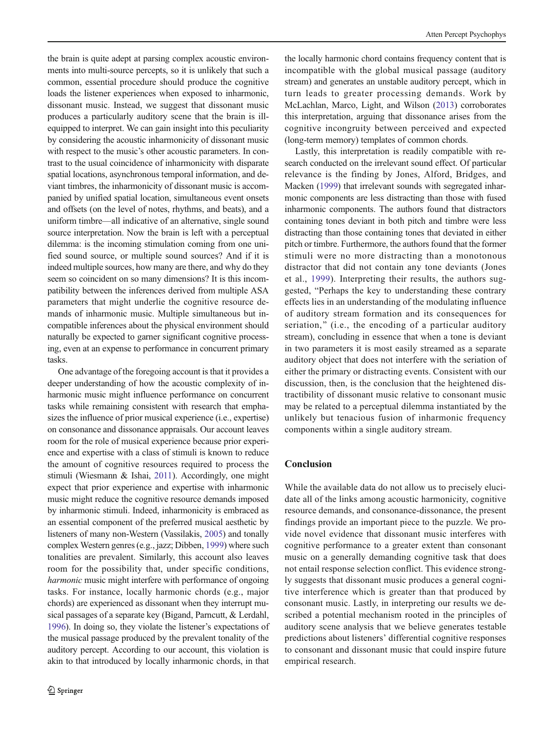the brain is quite adept at parsing complex acoustic environments into multi-source percepts, so it is unlikely that such a common, essential procedure should produce the cognitive loads the listener experiences when exposed to inharmonic, dissonant music. Instead, we suggest that dissonant music produces a particularly auditory scene that the brain is ill-equipped to interpret. We can gain insight into this peculiarity by considering the acoustic inharmonicity of dissonant music with respect to the music's other acoustic parameters. In contrast to the usual coincidence of inharmonicity with disparate spatial locations, asynchronous temporal information, and deviant timbres, the inharmonicity of dissonant music is accompanied by unified spatial location, simultaneous event onsets and offsets (on the level of notes, rhythms, and beats), and a uniform timbre—all indicative of an alternative, single sound source interpretation. Now the brain is left with a perceptual dilemma: is the incoming stimulation coming from one unified sound source, or multiple sound sources? And if it is indeed multiple sources, how many are there, and why do they seem so coincident on so many dimensions? It is this incompatibility between the inferences derived from multiple ASA parameters that might underlie the cognitive resource demands of inharmonic music. Multiple simultaneous but incompatible inferences about the physical environment should naturally be expected to garner significant cognitive processing, even at an expense to performance in concurrent primary tasks.

One advantage of the foregoing account is that it provides a deeper understanding of how the acoustic complexity of inharmonic music might influence performance on concurrent tasks while remaining consistent with research that emphasizes the influence of prior musical experience (i.e., expertise) on consonance and dissonance appraisals. Our account leaves room for the role of musical experience because prior experience and expertise with a class of stimuli is known to reduce the amount of cognitive resources required to process the stimuli (Wiesmann & Ishai, 2011). Accordingly, one might expect that prior experience and expertise with inharmonic music might reduce the cognitive resource demands imposed by inharmonic stimuli. Indeed, inharmonicity is embraced as an essential component of the preferred musical aesthetic by listeners of many non-Western (Vassilakis, 2005) and tonally complex Western genres (e.g., jazz; Dibben, 1999) where such tonalities are prevalent. Similarly, this account also leaves room for the possibility that, under specific conditions, *harmonic* music might interfere with performance of ongoing tasks. For instance, locally harmonic chords (e.g., major chords) are experienced as dissonant when they interrupt musical passages of a separate key (Bigand, Parncutt, & Lerdahl, 1996). In doing so, they violate the listener's expectations of the musical passage produced by the prevalent tonality of the auditory percept. According to our account, this violation is akin to that introduced by locally inharmonic chords, in that the locally harmonic chord contains frequency content that is incompatible with the global musical passage (auditory stream) and generates an unstable auditory percept, which in turn leads to greater processing demands. Work by McLachlan, Marco, Light, and Wilson (2013) corroborates this interpretation, arguing that dissonance arises from the cognitive incongruity between perceived and expected (long-term memory) templates of common chords.

Lastly, this interpretation is readily compatible with research conducted on the irrelevant sound effect. Of particular relevance is the finding by Jones, Alford, Bridges, and Macken (1999) that irrelevant sounds with segregated inharmonic components are less distracting than those with fused inharmonic components. The authors found that distractors containing tones deviant in both pitch and timbre were less distracting than those containing tones that deviated in either pitch or timbre. Furthermore, the authors found that the former stimuli were no more distracting than a monotonous distractor that did not contain any tone deviants (Jones et al., 1999). Interpreting their results, the authors suggested, "Perhaps the key to understanding these contrary effects lies in an understanding of the modulating influence of auditory stream formation and its consequences for seriation," (i.e., the encoding of a particular auditory stream), concluding in essence that when a tone is deviant in two parameters it is most easily streamed as a separate auditory object that does not interfere with the seriation of either the primary or distracting events. Consistent with our discussion, then, is the conclusion that the heightened distractibility of dissonant music relative to consonant music may be related to a perceptual dilemma instantiated by the unlikely but tenacious fusion of inharmonic frequency components within a single auditory stream.

## Conclusion

While the available data do not allow us to precisely elucidate all of the links among acoustic harmonicity, cognitive resource demands, and consonance-dissonance, the present findings provide an important piece to the puzzle. We provide novel evidence that dissonant music interferes with cognitive performance to a greater extent than consonant music on a generally demanding cognitive task that does not entail response selection conflict. This evidence strongly suggests that dissonant music produces a general cognitive interference which is greater than that produced by consonant music. Lastly, in interpreting our results we described a potential mechanism rooted in the principles of auditory scene analysis that we believe generates testable predictions about listeners' differential cognitive responses to consonant and dissonant music that could inspire future empirical research.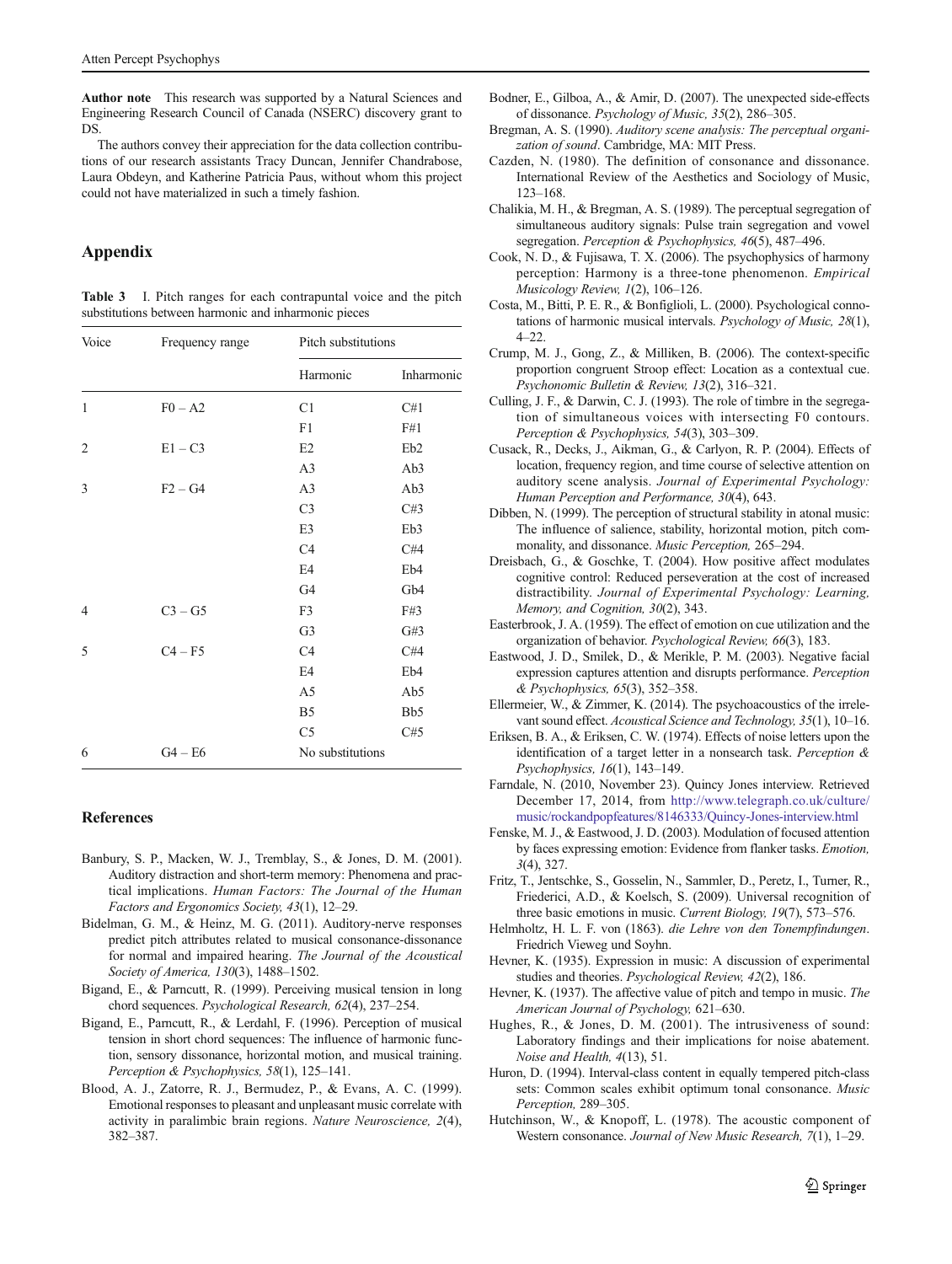**Author note** This research was supported by a Natural Sciences and Engineering Research Council of Canada (NSERC) discovery grant to DS.

The authors convey their appreciation for the data collection contributions of our research assistants Tracy Duncan, Jennifer Chandrabose, Laura Obdeyn, and Katherine Patricia Paus, without whom this project could not have materialized in such a timely fashion.

## Appendix

**Table 3** I. Pitch ranges for each contrapuntal voice and the pitch substitutions between harmonic and inharmonic pieces

| Voice | Frequency range | Pitch substitutions | |
|---|---|---|---|
| | | Harmonic | Inharmonic |
| 1 | F0 – A2 | C1 | C#1 |
| | | F1 | F#1 |
| 2 | E1 – C3 | E2 | Eb2 |
| | | A3 | Ab3 |
| 3 | F2 – G4 | A3 | Ab3 |
| | | C3 | C#3 |
| | | E3 | Eb3 |
| | | C4 | C#4 |
| | | E4 | Eb4 |
| | | G4 | Gb4 |
| 4 | C3 – G5 | F3 | F#3 |
| | | G3 | G#3 |
| 5 | C4 – F5 | C4 | C#4 |
| | | E4 | Eb4 |
| | | A5 | Ab5 |
| | | B5 | Bb5 |
| | | C5 | C#5 |
| 6 | G4 – E6 | No substitutions | |

## References

Banbury, S. P., Macken, W. J., Tremblay, S., & Jones, D. M. (2001). Auditory distraction and short-term memory: Phenomena and practical implications. *Human Factors: The Journal of the Human Factors and Ergonomics Society, 43*(1), 12–29.

Bidelman, G. M., & Heinz, M. G. (2011). Auditory-nerve responses predict pitch attributes related to musical consonance-dissonance for normal and impaired hearing. *The Journal of the Acoustical Society of America, 130*(3), 1488–1502.

Bigand, E., & Parncutt, R. (1999). Perceiving musical tension in long chord sequences. *Psychological Research, 62*(4), 237–254.

Bigand, E., Parncutt, R., & Lerdahl, F. (1996). Perception of musical tension in short chord sequences: The influence of harmonic function, sensory dissonance, horizontal motion, and musical training. *Perception & Psychophysics, 58*(1), 125–141.

Blood, A. J., Zatorre, R. J., Bermudez, P., & Evans, A. C. (1999). Emotional responses to pleasant and unpleasant music correlate with activity in paralimbic brain regions. *Nature Neuroscience, 2*(4), 382–387.

Bodner, E., Gilboa, A., & Amir, D. (2007). The unexpected side-effects of dissonance. *Psychology of Music, 35*(2), 286–305.

Bregman, A. S. (1990). *Auditory scene analysis: The perceptual organization of sound*. Cambridge, MA: MIT Press.

Cazden, N. (1980). The definition of consonance and dissonance. International Review of the Aesthetics and Sociology of Music, 123–168.

Chalikia, M. H., & Bregman, A. S. (1989). The perceptual segregation of simultaneous auditory signals: Pulse train segregation and vowel segregation. *Perception & Psychophysics, 46*(5), 487–496.

Cook, N. D., & Fujisawa, T. X. (2006). The psychophysics of harmony perception: Harmony is a three-tone phenomenon. *Empirical Musicology Review, 1*(2), 106–126.

Costa, M., Bitti, P. E. R., & Bonfiglioli, L. (2000). Psychological connotations of harmonic musical intervals. *Psychology of Music, 28*(1), 4–22.

Crump, M. J., Gong, Z., & Milliken, B. (2006). The context-specific proportion congruent Stroop effect: Location as a contextual cue. *Psychonomic Bulletin & Review, 13*(2), 316–321.

Culling, J. F., & Darwin, C. J. (1993). The role of timbre in the segregation of simultaneous voices with intersecting F0 contours. *Perception & Psychophysics, 54*(3), 303–309.

Cusack, R., Decks, J., Aikman, G., & Carlyon, R. P. (2004). Effects of location, frequency region, and time course of selective attention on auditory scene analysis. *Journal of Experimental Psychology: Human Perception and Performance, 30*(4), 643.

Dibben, N. (1999). The perception of structural stability in atonal music: The influence of salience, stability, horizontal motion, pitch commonality, and dissonance. *Music Perception,* 265–294.

Dreisbach, G., & Goschke, T. (2004). How positive affect modulates cognitive control: Reduced perseveration at the cost of increased distractibility. *Journal of Experimental Psychology: Learning, Memory, and Cognition, 30*(2), 343.

Easterbrook, J. A. (1959). The effect of emotion on cue utilization and the organization of behavior. *Psychological Review, 66*(3), 183.

Eastwood, J. D., Smilek, D., & Merikle, P. M. (2003). Negative facial expression captures attention and disrupts performance. *Perception & Psychophysics, 65*(3), 352–358.

Ellermeier, W., & Zimmer, K. (2014). The psychoacoustics of the irrelevant sound effect. *Acoustical Science and Technology, 35*(1), 10–16.

Eriksen, B. A., & Eriksen, C. W. (1974). Effects of noise letters upon the identification of a target letter in a nonsearch task. *Perception & Psychophysics, 16*(1), 143–149.

Farndale, N. (2010, November 23). Quincy Jones interview. Retrieved December 17, 2014, from http://www.telegraph.co.uk/culture/music/rockandpopfeatures/8146333/Quincy-Jones-interview.html

Fenske, M. J., & Eastwood, J. D. (2003). Modulation of focused attention by faces expressing emotion: Evidence from flanker tasks. *Emotion, 3*(4), 327.

Fritz, T., Jentschke, S., Gosselin, N., Sammler, D., Peretz, I., Turner, R., Friederici, A.D., & Koelsch, S. (2009). Universal recognition of three basic emotions in music. *Current Biology, 19*(7), 573–576.

Helmholtz, H. L. F. von (1863). *die Lehre von den Tonempfindungen*. Friedrich Vieweg und Soyhn.

Hevner, K. (1935). Expression in music: A discussion of experimental studies and theories. *Psychological Review, 42*(2), 186.

Hevner, K. (1937). The affective value of pitch and tempo in music. *The American Journal of Psychology,* 621–630.

Hughes, R., & Jones, D. M. (2001). The intrusiveness of sound: Laboratory findings and their implications for noise abatement. *Noise and Health, 4*(13), 51.

Huron, D. (1994). Interval-class content in equally tempered pitch-class sets: Common scales exhibit optimum tonal consonance. *Music Perception,* 289–305.

Hutchinson, W., & Knopoff, L. (1978). The acoustic component of Western consonance. *Journal of New Music Research, 7*(1), 1–29.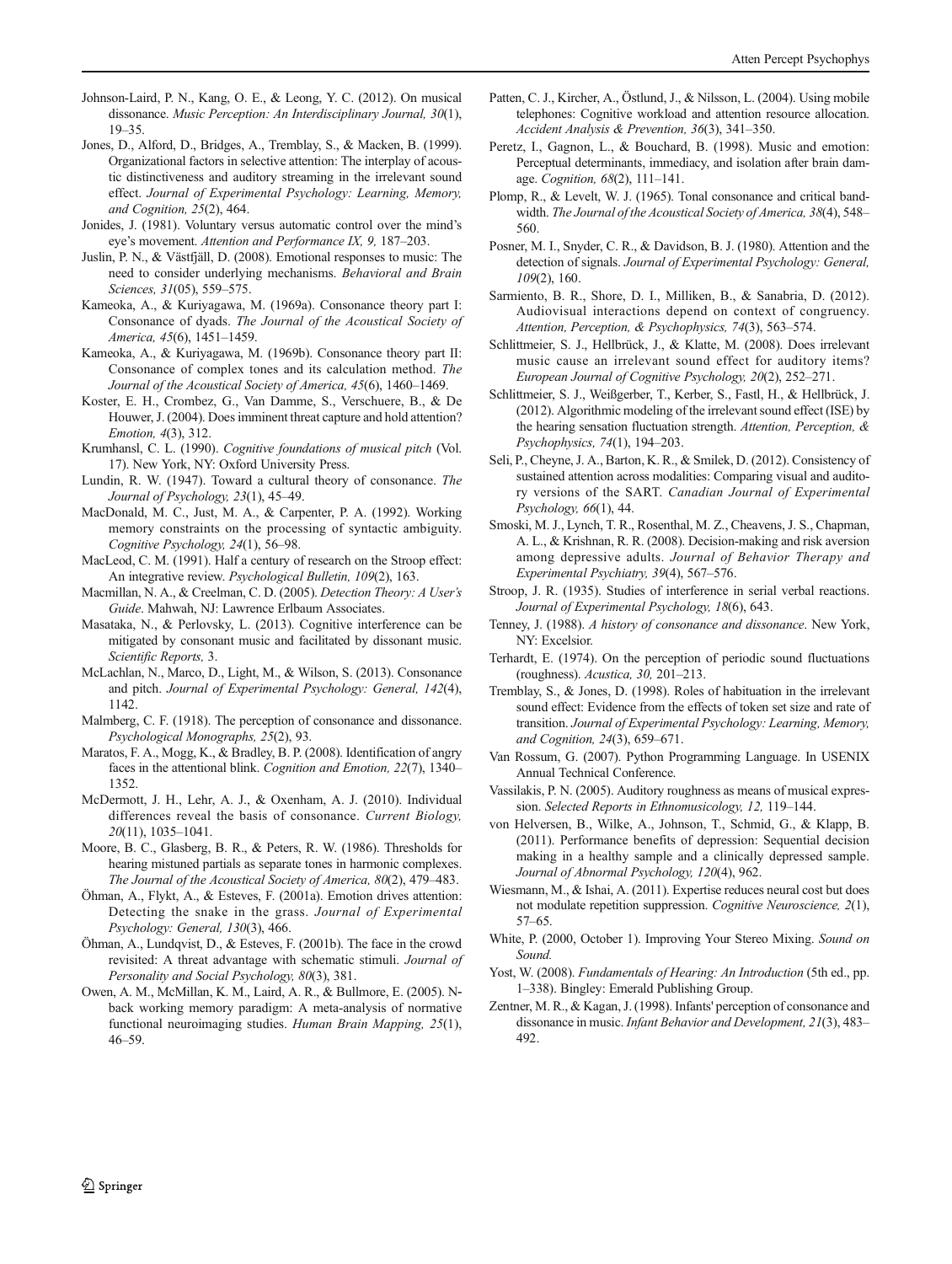Johnson-Laird, P. N., Kang, O. E., & Leong, Y. C. (2012). On musical dissonance. *Music Perception: An Interdisciplinary Journal, 30*(1), 19–35.

Jones, D., Alford, D., Bridges, A., Tremblay, S., & Macken, B. (1999). Organizational factors in selective attention: The interplay of acoustic distinctiveness and auditory streaming in the irrelevant sound effect. *Journal of Experimental Psychology: Learning, Memory, and Cognition, 25*(2), 464.

Jonides, J. (1981). Voluntary versus automatic control over the mind's eye's movement. *Attention and Performance IX, 9,* 187–203.

Juslin, P. N., & Västfjäll, D. (2008). Emotional responses to music: The need to consider underlying mechanisms. *Behavioral and Brain Sciences, 31*(05), 559–575.

Kameoka, A., & Kuriyagawa, M. (1969a). Consonance theory part I: Consonance of dyads. *The Journal of the Acoustical Society of America, 45*(6), 1451–1459.

Kameoka, A., & Kuriyagawa, M. (1969b). Consonance theory part II: Consonance of complex tones and its calculation method. *The Journal of the Acoustical Society of America, 45*(6), 1460–1469.

Koster, E. H., Crombez, G., Van Damme, S., Verschuere, B., & De Houwer, J. (2004). Does imminent threat capture and hold attention? *Emotion, 4*(3), 312.

Krumhansl, C. L. (1990). *Cognitive foundations of musical pitch* (Vol. 17). New York, NY: Oxford University Press.

Lundin, R. W. (1947). Toward a cultural theory of consonance. *The Journal of Psychology, 23*(1), 45–49.

MacDonald, M. C., Just, M. A., & Carpenter, P. A. (1992). Working memory constraints on the processing of syntactic ambiguity. *Cognitive Psychology, 24*(1), 56–98.

MacLeod, C. M. (1991). Half a century of research on the Stroop effect: An integrative review. *Psychological Bulletin, 109*(2), 163.

Macmillan, N. A., & Creelman, C. D. (2005). *Detection Theory: A User's Guide*. Mahwah, NJ: Lawrence Erlbaum Associates.

Masataka, N., & Perlovsky, L. (2013). Cognitive interference can be mitigated by consonant music and facilitated by dissonant music. *Scientific Reports,* 3.

McLachlan, N., Marco, D., Light, M., & Wilson, S. (2013). Consonance and pitch. *Journal of Experimental Psychology: General, 142*(4), 1142.

Malmberg, C. F. (1918). The perception of consonance and dissonance. *Psychological Monographs, 25*(2), 93.

Maratos, F. A., Mogg, K., & Bradley, B. P. (2008). Identification of angry faces in the attentional blink. *Cognition and Emotion, 22*(7), 1340–1352.

McDermott, J. H., Lehr, A. J., & Oxenham, A. J. (2010). Individual differences reveal the basis of consonance. *Current Biology, 20*(11), 1035–1041.

Moore, B. C., Glasberg, B. R., & Peters, R. W. (1986). Thresholds for hearing mistuned partials as separate tones in harmonic complexes. *The Journal of the Acoustical Society of America, 80*(2), 479–483.

Öhman, A., Flykt, A., & Esteves, F. (2001a). Emotion drives attention: Detecting the snake in the grass. *Journal of Experimental Psychology: General, 130*(3), 466.

Öhman, A., Lundqvist, D., & Esteves, F. (2001b). The face in the crowd revisited: A threat advantage with schematic stimuli. *Journal of Personality and Social Psychology, 80*(3), 381.

Owen, A. M., McMillan, K. M., Laird, A. R., & Bullmore, E. (2005). N-back working memory paradigm: A meta-analysis of normative functional neuroimaging studies. *Human Brain Mapping, 25*(1), 46–59.

Patten, C. J., Kircher, A., Östlund, J., & Nilsson, L. (2004). Using mobile telephones: Cognitive workload and attention resource allocation. *Accident Analysis & Prevention, 36*(3), 341–350.

Peretz, I., Gagnon, L., & Bouchard, B. (1998). Music and emotion: Perceptual determinants, immediacy, and isolation after brain damage. *Cognition, 68*(2), 111–141.

Plomp, R., & Levelt, W. J. (1965). Tonal consonance and critical bandwidth. *The Journal of the Acoustical Society of America, 38*(4), 548–560.

Posner, M. I., Snyder, C. R., & Davidson, B. J. (1980). Attention and the detection of signals. *Journal of Experimental Psychology: General, 109*(2), 160.

Sarmiento, B. R., Shore, D. I., Milliken, B., & Sanabria, D. (2012). Audiovisual interactions depend on context of congruency. *Attention, Perception, & Psychophysics, 74*(3), 563–574.

Schlittmeier, S. J., Hellbrück, J., & Klatte, M. (2008). Does irrelevant music cause an irrelevant sound effect for auditory items? *European Journal of Cognitive Psychology, 20*(2), 252–271.

Schlittmeier, S. J., Weißgerber, T., Kerber, S., Fastl, H., & Hellbrück, J. (2012). Algorithmic modeling of the irrelevant sound effect (ISE) by the hearing sensation fluctuation strength. *Attention, Perception, & Psychophysics, 74*(1), 194–203.

Seli, P., Cheyne, J. A., Barton, K. R., & Smilek, D. (2012). Consistency of sustained attention across modalities: Comparing visual and auditory versions of the SART. *Canadian Journal of Experimental Psychology, 66*(1), 44.

Smoski, M. J., Lynch, T. R., Rosenthal, M. Z., Cheavens, J. S., Chapman, A. L., & Krishnan, R. R. (2008). Decision-making and risk aversion among depressive adults. *Journal of Behavior Therapy and Experimental Psychiatry, 39*(4), 567–576.

Stroop, J. R. (1935). Studies of interference in serial verbal reactions. *Journal of Experimental Psychology, 18*(6), 643.

Tenney, J. (1988). *A history of consonance and dissonance*. New York, NY: Excelsior.

Terhardt, E. (1974). On the perception of periodic sound fluctuations (roughness). *Acustica, 30,* 201–213.

Tremblay, S., & Jones, D. (1998). Roles of habituation in the irrelevant sound effect: Evidence from the effects of token set size and rate of transition. *Journal of Experimental Psychology: Learning, Memory, and Cognition, 24*(3), 659–671.

Van Rossum, G. (2007). Python Programming Language. In USENIX Annual Technical Conference.

Vassilakis, P. N. (2005). Auditory roughness as means of musical expression. *Selected Reports in Ethnomusicology, 12,* 119–144.

von Helversen, B., Wilke, A., Johnson, T., Schmid, G., & Klapp, B. (2011). Performance benefits of depression: Sequential decision making in a healthy sample and a clinically depressed sample. *Journal of Abnormal Psychology, 120*(4), 962.

Wiesmann, M., & Ishai, A. (2011). Expertise reduces neural cost but does not modulate repetition suppression. *Cognitive Neuroscience, 2*(1), 57–65.

White, P. (2000, October 1). Improving Your Stereo Mixing. *Sound on Sound.*

Yost, W. (2008). *Fundamentals of Hearing: An Introduction* (5th ed., pp. 1–338). Bingley: Emerald Publishing Group.

Zentner, M. R., & Kagan, J. (1998). Infants' perception of consonance and dissonance in music. *Infant Behavior and Development, 21*(3), 483–492.